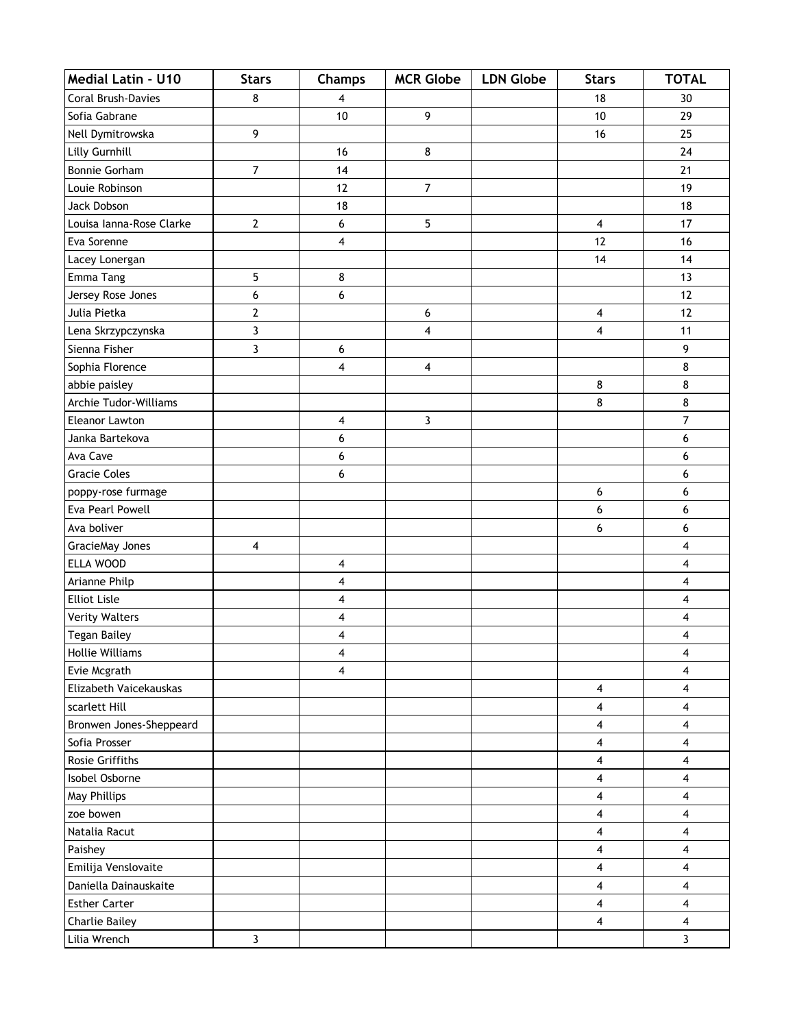| Medial Latin - U10 | Stars | Champs | MCR Globe | LDN Globe | Stars | TOTAL |
|---|---|---|---|---|---|---|
| Coral Brush-Davies | 8 | 4 | | | 18 | 30 |
| Sofia Gabrane | | 10 | 9 | | 10 | 29 |
| Nell Dymitrowska | 9 | | | | 16 | 25 |
| Lilly Gurnhill | | 16 | 8 | | | 24 |
| Bonnie Gorham | 7 | 14 | | | | 21 |
| Louie Robinson | | 12 | 7 | | | 19 |
| Jack Dobson | | 18 | | | | 18 |
| Louisa Ianna-Rose Clarke | 2 | 6 | 5 | | 4 | 17 |
| Eva Sorenne | | 4 | | | 12 | 16 |
| Lacey Lonergan | | | | | 14 | 14 |
| Emma Tang | 5 | 8 | | | | 13 |
| Jersey Rose Jones | 6 | 6 | | | | 12 |
| Julia Pietka | 2 | | 6 | | 4 | 12 |
| Lena Skrzypczynska | 3 | | 4 | | 4 | 11 |
| Sienna Fisher | 3 | 6 | | | | 9 |
| Sophia Florence | | 4 | 4 | | | 8 |
| abbie paisley | | | | | 8 | 8 |
| Archie Tudor-Williams | | | | | 8 | 8 |
| Eleanor Lawton | | 4 | 3 | | | 7 |
| Janka Bartekova | | 6 | | | | 6 |
| Ava Cave | | 6 | | | | 6 |
| Gracie Coles | | 6 | | | | 6 |
| poppy-rose furmage | | | | | 6 | 6 |
| Eva Pearl Powell | | | | | 6 | 6 |
| Ava boliver | | | | | 6 | 6 |
| GracieMay Jones | 4 | | | | | 4 |
| ELLA WOOD | | 4 | | | | 4 |
| Arianne Philp | | 4 | | | | 4 |
| Elliot Lisle | | 4 | | | | 4 |
| Verity Walters | | 4 | | | | 4 |
| Tegan Bailey | | 4 | | | | 4 |
| Hollie Williams | | 4 | | | | 4 |
| Evie Mcgrath | | 4 | | | | 4 |
| Elizabeth Vaicekauskas | | | | | 4 | 4 |
| scarlett Hill | | | | | 4 | 4 |
| Bronwen Jones-Sheppeard | | | | | 4 | 4 |
| Sofia Prosser | | | | | 4 | 4 |
| Rosie Griffiths | | | | | 4 | 4 |
| Isobel Osborne | | | | | 4 | 4 |
| May Phillips | | | | | 4 | 4 |
| zoe bowen | | | | | 4 | 4 |
| Natalia Racut | | | | | 4 | 4 |
| Paishey | | | | | 4 | 4 |
| Emilija Venslovaite | | | | | 4 | 4 |
| Daniella Dainauskaite | | | | | 4 | 4 |
| Esther Carter | | | | | 4 | 4 |
| Charlie Bailey | | | | | 4 | 4 |
| Lilia Wrench | 3 | | | | | 3 |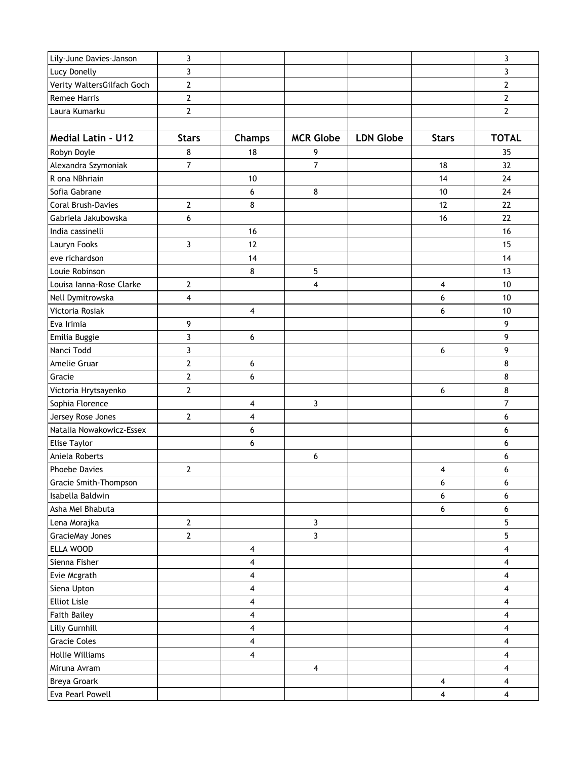| | | | | | | |
|---|---|---|---|---|---|---|
| Lily-June Davies-Janson | 3 | | | | | 3 |
| Lucy Donelly | 3 | | | | | 3 |
| Verity WaltersGilfach Goch | 2 | | | | | 2 |
| Remee Harris | 2 | | | | | 2 |
| Laura Kumarku | 2 | | | | | 2 |
| | | | | | | |
| **Medial Latin - U12** | **Stars** | **Champs** | **MCR Globe** | **LDN Globe** | **Stars** | **TOTAL** |
| Robyn Doyle | 8 | 18 | 9 | | | 35 |
| Alexandra Szymoniak | 7 | | 7 | | 18 | 32 |
| R ona NBhriain | | 10 | | | 14 | 24 |
| Sofia Gabrane | | 6 | 8 | | 10 | 24 |
| Coral Brush-Davies | 2 | 8 | | | 12 | 22 |
| Gabriela Jakubowska | 6 | | | | 16 | 22 |
| India cassinelli | | 16 | | | | 16 |
| Lauryn Fooks | 3 | 12 | | | | 15 |
| eve richardson | | 14 | | | | 14 |
| Louie Robinson | | 8 | 5 | | | 13 |
| Louisa Ianna-Rose Clarke | 2 | | 4 | | 4 | 10 |
| Nell Dymitrowska | 4 | | | | 6 | 10 |
| Victoria Rosiak | | 4 | | | 6 | 10 |
| Eva Irimia | 9 | | | | | 9 |
| Emilia Buggie | 3 | 6 | | | | 9 |
| Nanci Todd | 3 | | | | 6 | 9 |
| Amelie Gruar | 2 | 6 | | | | 8 |
| Gracie | 2 | 6 | | | | 8 |
| Victoria Hrytsayenko | 2 | | | | 6 | 8 |
| Sophia Florence | | 4 | 3 | | | 7 |
| Jersey Rose Jones | 2 | 4 | | | | 6 |
| Natalia Nowakowicz-Essex | | 6 | | | | 6 |
| Elise Taylor | | 6 | | | | 6 |
| Aniela Roberts | | | 6 | | | 6 |
| Phoebe Davies | 2 | | | | 4 | 6 |
| Gracie Smith-Thompson | | | | | 6 | 6 |
| Isabella Baldwin | | | | | 6 | 6 |
| Asha Mei Bhabuta | | | | | 6 | 6 |
| Lena Morajka | 2 | | 3 | | | 5 |
| GracieMay Jones | 2 | | 3 | | | 5 |
| ELLA WOOD | | 4 | | | | 4 |
| Sienna Fisher | | 4 | | | | 4 |
| Evie Mcgrath | | 4 | | | | 4 |
| Siena Upton | | 4 | | | | 4 |
| Elliot Lisle | | 4 | | | | 4 |
| Faith Bailey | | 4 | | | | 4 |
| Lilly Gurnhill | | 4 | | | | 4 |
| Gracie Coles | | 4 | | | | 4 |
| Hollie Williams | | 4 | | | | 4 |
| Miruna Avram | | | 4 | | | 4 |
| Breya Groark | | | | | 4 | 4 |
| Eva Pearl Powell | | | | | 4 | 4 |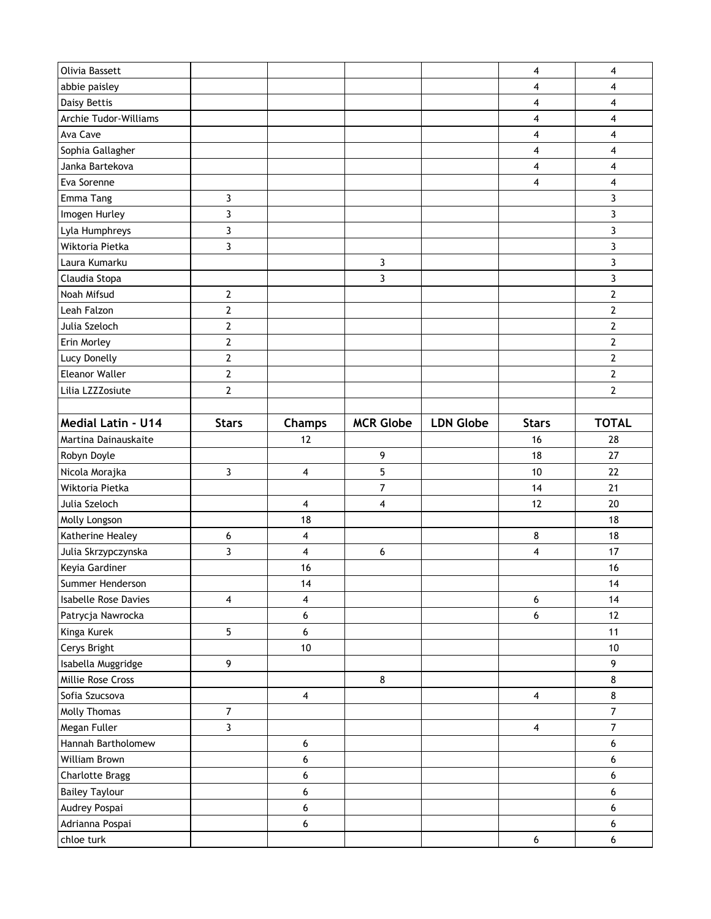| | | | | | | |
|---|---|---|---|---|---|---|
| Olivia Bassett | | | | | 4 | 4 |
| abbie paisley | | | | | 4 | 4 |
| Daisy Bettis | | | | | 4 | 4 |
| Archie Tudor-Williams | | | | | 4 | 4 |
| Ava Cave | | | | | 4 | 4 |
| Sophia Gallagher | | | | | 4 | 4 |
| Janka Bartekova | | | | | 4 | 4 |
| Eva Sorenne | | | | | 4 | 4 |
| Emma Tang | 3 | | | | | 3 |
| Imogen Hurley | 3 | | | | | 3 |
| Lyla Humphreys | 3 | | | | | 3 |
| Wiktoria Pietka | 3 | | | | | 3 |
| Laura Kumarku | | | 3 | | | 3 |
| Claudia Stopa | | | 3 | | | 3 |
| Noah Mifsud | 2 | | | | | 2 |
| Leah Falzon | 2 | | | | | 2 |
| Julia Szeloch | 2 | | | | | 2 |
| Erin Morley | 2 | | | | | 2 |
| Lucy Donelly | 2 | | | | | 2 |
| Eleanor Waller | 2 | | | | | 2 |
| Lilia LZZZosiute | 2 | | | | | 2 |

| Medial Latin - U14 | Stars | Champs | MCR Globe | LDN Globe | Stars | TOTAL |
|---|---|---|---|---|---|---|
| Martina Dainauskaite | | 12 | | | 16 | 28 |
| Robyn Doyle | | | 9 | | 18 | 27 |
| Nicola Morajka | 3 | 4 | 5 | | 10 | 22 |
| Wiktoria Pietka | | | 7 | | 14 | 21 |
| Julia Szeloch | | 4 | 4 | | 12 | 20 |
| Molly Longson | | 18 | | | | 18 |
| Katherine Healey | 6 | 4 | | | 8 | 18 |
| Julia Skrzypczynska | 3 | 4 | 6 | | 4 | 17 |
| Keyia Gardiner | | 16 | | | | 16 |
| Summer Henderson | | 14 | | | | 14 |
| Isabelle Rose Davies | 4 | 4 | | | 6 | 14 |
| Patrycja Nawrocka | | 6 | | | 6 | 12 |
| Kinga Kurek | 5 | 6 | | | | 11 |
| Cerys Bright | | 10 | | | | 10 |
| Isabella Muggridge | 9 | | | | | 9 |
| Millie Rose Cross | | | 8 | | | 8 |
| Sofia Szucsova | | 4 | | | 4 | 8 |
| Molly Thomas | 7 | | | | | 7 |
| Megan Fuller | 3 | | | | 4 | 7 |
| Hannah Bartholomew | | 6 | | | | 6 |
| William Brown | | 6 | | | | 6 |
| Charlotte Bragg | | 6 | | | | 6 |
| Bailey Taylour | | 6 | | | | 6 |
| Audrey Pospai | | 6 | | | | 6 |
| Adrianna Pospai | | 6 | | | | 6 |
| chloe turk | | | | | 6 | 6 |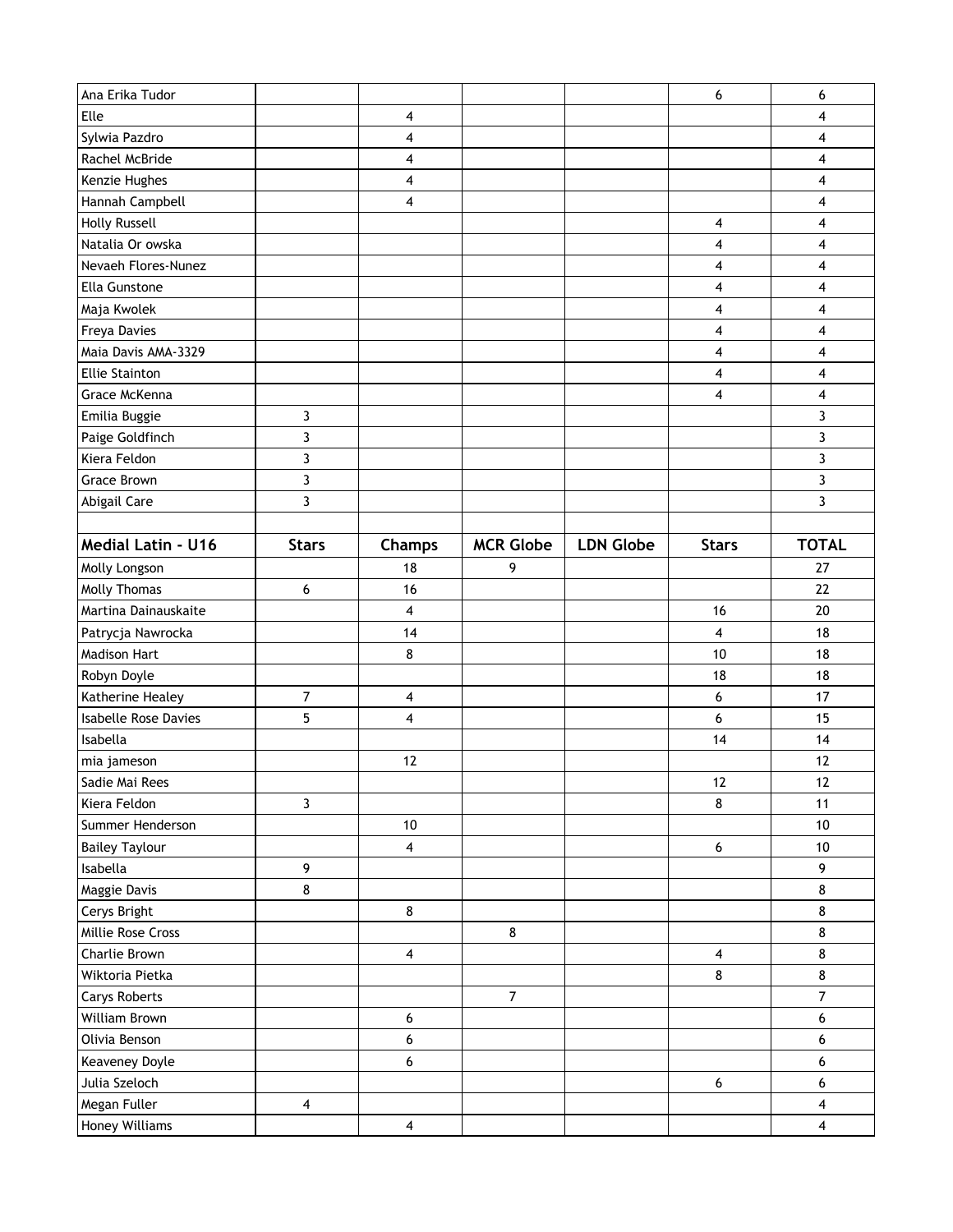| | | | | | | |
|---|---|---|---|---|---|---|
| Ana Erika Tudor | | | | | 6 | 6 |
| Elle | | 4 | | | | 4 |
| Sylwia Pazdro | | 4 | | | | 4 |
| Rachel McBride | | 4 | | | | 4 |
| Kenzie Hughes | | 4 | | | | 4 |
| Hannah Campbell | | 4 | | | | 4 |
| Holly Russell | | | | | 4 | 4 |
| Natalia Or owska | | | | | 4 | 4 |
| Nevaeh Flores-Nunez | | | | | 4 | 4 |
| Ella Gunstone | | | | | 4 | 4 |
| Maja Kwolek | | | | | 4 | 4 |
| Freya Davies | | | | | 4 | 4 |
| Maia Davis AMA-3329 | | | | | 4 | 4 |
| Ellie Stainton | | | | | 4 | 4 |
| Grace McKenna | | | | | 4 | 4 |
| Emilia Buggie | 3 | | | | | 3 |
| Paige Goldfinch | 3 | | | | | 3 |
| Kiera Feldon | 3 | | | | | 3 |
| Grace Brown | 3 | | | | | 3 |
| Abigail Care | 3 | | | | | 3 |

| Medial Latin - U16 | Stars | Champs | MCR Globe | LDN Globe | Stars | TOTAL |
|---|---|---|---|---|---|---|
| Molly Longson | | 18 | 9 | | | 27 |
| Molly Thomas | 6 | 16 | | | | 22 |
| Martina Dainauskaite | | 4 | | | 16 | 20 |
| Patrycja Nawrocka | | 14 | | | 4 | 18 |
| Madison Hart | | 8 | | | 10 | 18 |
| Robyn Doyle | | | | | 18 | 18 |
| Katherine Healey | 7 | 4 | | | 6 | 17 |
| Isabelle Rose Davies | 5 | 4 | | | 6 | 15 |
| Isabella | | | | | 14 | 14 |
| mia jameson | | 12 | | | | 12 |
| Sadie Mai Rees | | | | | 12 | 12 |
| Kiera Feldon | 3 | | | | 8 | 11 |
| Summer Henderson | | 10 | | | | 10 |
| Bailey Taylour | | 4 | | | 6 | 10 |
| Isabella | 9 | | | | | 9 |
| Maggie Davis | 8 | | | | | 8 |
| Cerys Bright | | 8 | | | | 8 |
| Millie Rose Cross | | | 8 | | | 8 |
| Charlie Brown | | 4 | | | 4 | 8 |
| Wiktoria Pietka | | | | | 8 | 8 |
| Carys Roberts | | | 7 | | | 7 |
| William Brown | | 6 | | | | 6 |
| Olivia Benson | | 6 | | | | 6 |
| Keaveney Doyle | | 6 | | | | 6 |
| Julia Szeloch | | | | | 6 | 6 |
| Megan Fuller | 4 | | | | | 4 |
| Honey Williams | | 4 | | | | 4 |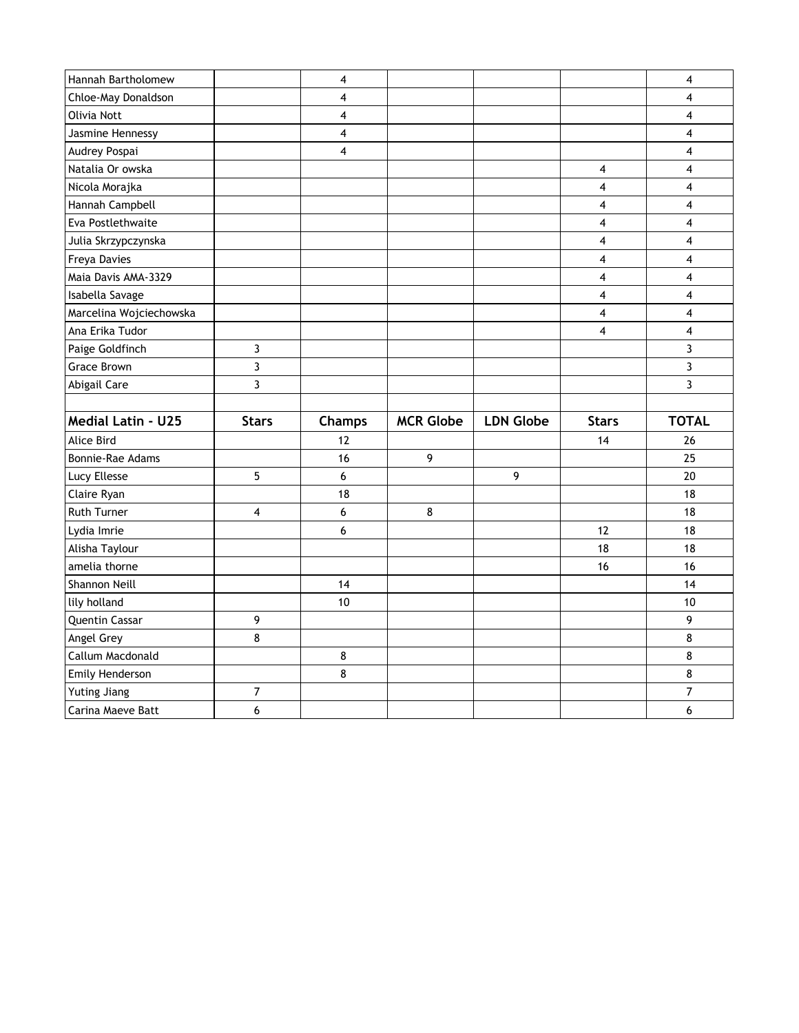| | | | | | | |
|---|---|---|---|---|---|---|
| Hannah Bartholomew | | 4 | | | | 4 |
| Chloe-May Donaldson | | 4 | | | | 4 |
| Olivia Nott | | 4 | | | | 4 |
| Jasmine Hennessy | | 4 | | | | 4 |
| Audrey Pospai | | 4 | | | | 4 |
| Natalia Or owska | | | | | 4 | 4 |
| Nicola Morajka | | | | | 4 | 4 |
| Hannah Campbell | | | | | 4 | 4 |
| Eva Postlethwaite | | | | | 4 | 4 |
| Julia Skrzypczynska | | | | | 4 | 4 |
| Freya Davies | | | | | 4 | 4 |
| Maia Davis AMA-3329 | | | | | 4 | 4 |
| Isabella Savage | | | | | 4 | 4 |
| Marcelina Wojciechowska | | | | | 4 | 4 |
| Ana Erika Tudor | | | | | 4 | 4 |
| Paige Goldfinch | 3 | | | | | 3 |
| Grace Brown | 3 | | | | | 3 |
| Abigail Care | 3 | | | | | 3 |

| **Medial Latin - U25** | **Stars** | **Champs** | **MCR Globe** | **LDN Globe** | **Stars** | **TOTAL** |
|---|---|---|---|---|---|---|
| Alice Bird | | 12 | | | 14 | 26 |
| Bonnie-Rae Adams | | 16 | 9 | | | 25 |
| Lucy Ellesse | 5 | 6 | | 9 | | 20 |
| Claire Ryan | | 18 | | | | 18 |
| Ruth Turner | 4 | 6 | 8 | | | 18 |
| Lydia Imrie | | 6 | | | 12 | 18 |
| Alisha Taylour | | | | | 18 | 18 |
| amelia thorne | | | | | 16 | 16 |
| Shannon Neill | | 14 | | | | 14 |
| lily holland | | 10 | | | | 10 |
| Quentin Cassar | 9 | | | | | 9 |
| Angel Grey | 8 | | | | | 8 |
| Callum Macdonald | | 8 | | | | 8 |
| Emily Henderson | | 8 | | | | 8 |
| Yuting Jiang | 7 | | | | | 7 |
| Carina Maeve Batt | 6 | | | | | 6 |